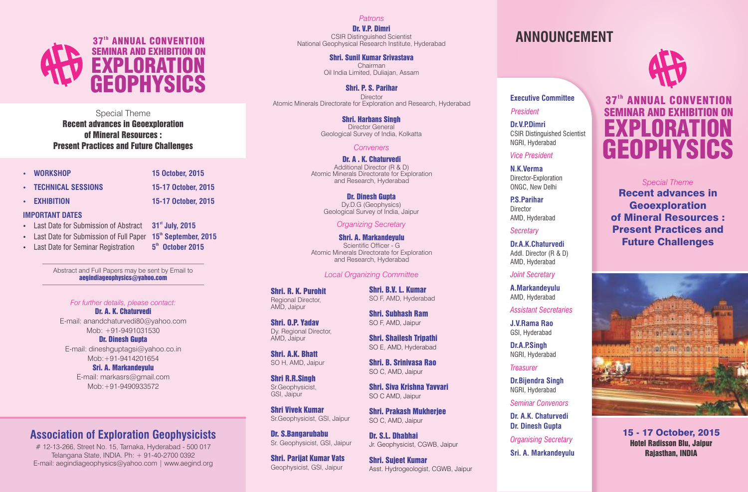# 37th ANNUAL CONVENTION SEMINAR AND EXHIBITION ON EXPLORATION GEOPHYSICS

Special Theme

**Recent advances in Geoexploration of Mineral Resources : Present Practices and Future Challenges**

- **WORKSHOP** — **15 October, 2015**
- **TECHNICAL SESSIONS** — **15-17 October, 2015**
- **EXHIBITION** — **15-17 October, 2015**

**IMPORTANT DATES**

- Last Date for Submission of Abstract — **31st July, 2015**
- Last Date for Submission of Full Paper — **15th September, 2015**
- Last Date for Seminar Registration — **5th October 2015**

Abstract and Full Papers may be sent by Email to **aegindiageophysics@yahoo.com**

*For further details, please contact:*

**Dr. A. K. Chaturvedi**
E-mail: anandchaturvedi80@yahoo.com
Mob: +91-9491031530

**Dr. Dinesh Gupta**
E-mail: dineshguptagsi@yahoo.co.in
Mob:+91-9414201654

**Sri. A. Markandeyulu**
E-mail: markasrs@gmail.com
Mob:+91-9490933572

## Association of Exploration Geophysicists

# 12-13-266, Street No. 15, Tarnaka, Hyderabad - 500 017
Telangana State, INDIA. Ph: + 91-40-2700 0392
E-mail: aegindiageophysics@yahoo.com | www.aegind.org

*Patrons*

**Dr. V.P. Dimri**
CSIR Distinguished Scientist
National Geophysical Research Institute, Hyderabad

**Shri. Sunil Kumar Srivastava**
Chairman
Oil India Limited, Duliajan, Assam

**Shri. P. S. Parihar**
Director
Atomic Minerals Directorate for Exploration and Research, Hyderabad

**Shri. Harbans Singh**
Director General
Geological Survey of India, Kolkatta

*Conveners*

**Dr. A . K. Chaturvedi**
Additional Director (R & D)
Atomic Minerals Directorate for Exploration and Research, Hyderabad

**Dr. Dinesh Gupta**
Dy.D.G (Geophysics)
Geological Survey of India, Jaipur

*Organizing Secretary*

**Shri. A. Markandeyulu**
Scientific Officer - G
Atomic Minerals Directorate for Exploration and Research, Hyderabad

*Local Organizing Committee*

**Shri. R. K. Purohit**
Regional Director, AMD, Jaipur

**Shri. O.P. Yadav**
Dy. Regional Director, AMD, Jaipur

**Shri. A.K. Bhatt**
SO H, AMD, Jaipur

**Shri R.R.Singh**
Sr.Geophysicist, GSI, Jaipur

**Shri Vivek Kumar**
Sr.Geophysicist, GSI, Jaipur

**Dr. S.Bangarubabu**
Sr. Geophysicist, GSI, Jaipur

**Shri. Parijat Kumar Vats**
Geophysicist, GSI, Jaipur

**Shri. B.V. L. Kumar**
SO F, AMD, Hyderabad

**Shri. Subhash Ram**
SO F, AMD, Jaipur

**Shri. Shailesh Tripathi**
SO E, AMD, Hyderabad

**Shri. B. Srinivasa Rao**
SO C, AMD, Jaipur

**Shri. Siva Krishna Yavvari**
SO C AMD, Jaipur

**Shri. Prakash Mukherjee**
SO C, AMD, Jaipur

**Dr. S.L. Dhabhai**
Jr. Geophysicist, CGWB, Jaipur

**Shri. Sujeet Kumar**
Asst. Hydrogeologist, CGWB, Jaipur

## ANNOUNCEMENT

**Executive Committee**

*President*
**Dr.V.P.Dimri**
CSIR Distinguished Scientist
NGRI, Hyderabad

*Vice President*
**N.K.Verma**
Director-Exploration
ONGC, New Delhi

**P.S.Parihar**
Director
AMD, Hyderabad

*Secretary*
**Dr.A.K.Chaturvedi**
Addl. Director (R & D)
AMD, Hyderabad

*Joint Secretary*
**A.Markandeyulu**
AMD, Hyderabad

*Assistant Secretaries*
**J.V.Rama Rao**
GSI, Hyderabad

**Dr.A.P.Singh**
NGRI, Hyderabad

*Treasurer*
**Dr.Bijendra Singh**
NGRI, Hyderabad

*Seminar Convenors*
**Dr. A.K. Chaturvedi**
**Dr. Dinesh Gupta**

*Organising Secretary*
**Sri. A. Markandeyulu**

# 37th ANNUAL CONVENTION SEMINAR AND EXHIBITION ON EXPLORATION GEOPHYSICS

*Special Theme*

**Recent advances in Geoexploration of Mineral Resources : Present Practices and Future Challenges**

**15 - 17 October, 2015**
**Hotel Radisson Blu, Jaipur**
**Rajasthan, INDIA**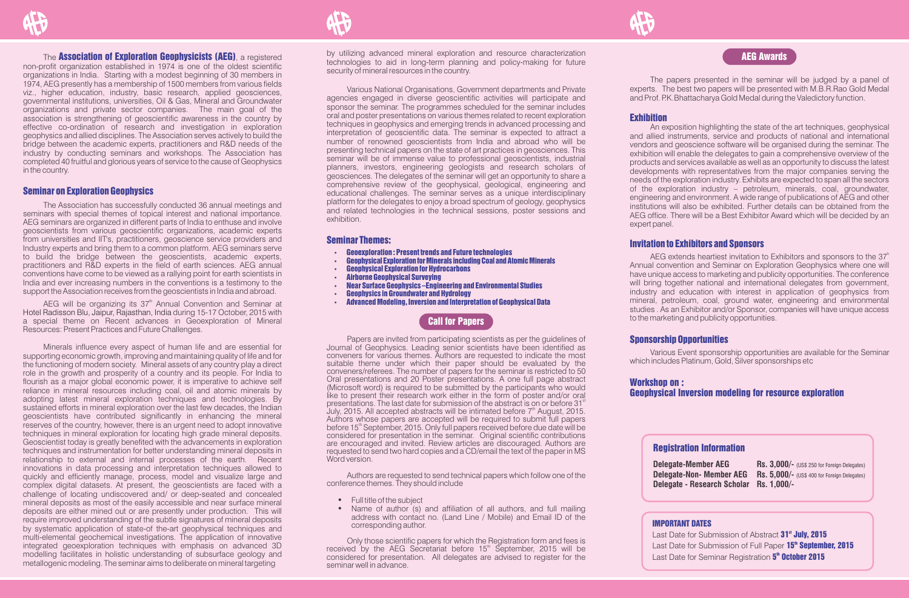The **Association of Exploration Geophysicists (AEG)**, a registered non-profit organization established in 1974 is one of the oldest scientific organizations in India. Starting with a modest beginning of 30 members in 1974, AEG presently has a membership of 1500 members from various fields viz., higher education, industry, basic research, applied geosciences, governmental institutions, universities, Oil & Gas, Mineral and Groundwater organizations and private sector companies. The main goal of the association is strengthening of geoscientific awareness in the country by effective co-ordination of research and investigation in exploration geophysics and allied disciplines. The Association serves actively to build the bridge between the academic experts, practitioners and R&D needs of the industry by conducting seminars and workshops. The Association has completed 40 fruitful and glorious years of service to the cause of Geophysics in the country.

## Seminar on Exploration Geophysics

The Association has successfully conducted 36 annual meetings and seminars with special themes of topical interest and national importance. AEG seminars are organized in different parts of India to enthuse and involve geoscientists from various geoscientific organizations, academic experts from universities and IIT's, practitioners, geoscience service providers and Industry experts and bring them to a common platform. AEG seminars serve to build the bridge between the geoscientists, academic experts, practitioners and R&D experts in the field of earth sciences. AEG annual conventions have come to be viewed as a rallying point for earth scientists in India and ever increasing numbers in the conventions is a testimony to the support the Association receives from the geoscientists in India and abroad.

AEG will be organizing its 37th Annual Convention and Seminar at Hotel Radisson Blu, Jaipur, Rajasthan, India during 15-17 October, 2015 with a special theme on Recent advances in Geoexploration of Mineral Resources: Present Practices and Future Challenges.

Minerals influence every aspect of human life and are essential for supporting economic growth, improving and maintaining quality of life and for the functioning of modern society. Mineral assets of any country play a direct role in the growth and prosperity of a country and its people. For India to flourish as a major global economic power, it is imperative to achieve self reliance in mineral resources including coal, oil and atomic minerals by adopting latest mineral exploration techniques and technologies. By sustained efforts in mineral exploration over the last few decades, the Indian geoscientists have contributed significantly in enhancing the mineral reserves of the country, however, there is an urgent need to adopt innovative techniques in mineral exploration for locating high grade mineral deposits. Geoscientist today is greatly benefited with the advancements in exploration techniques and instrumentation for better understanding mineral deposits in relationship to external and internal processes of the earth. Recent innovations in data processing and interpretation techniques allowed to quickly and efficiently manage, process, model and visualize large and complex digital datasets. At present, the geoscientists are faced with a challenge of locating undiscovered and/ or deep-seated and concealed mineral deposits as most of the easily accessible and near surface mineral deposits are either mined out or are presently under production. This will require improved understanding of the subtle signatures of mineral deposits by systematic application of state-of the-art geophysical techniques and multi-elemental geochemical investigations. The application of innovative integrated geoexploration techniques with emphasis on advanced 3D modelling facilitates in holistic understanding of subsurface geology and metallogenic modeling. The seminar aims to deliberate on mineral targeting by utilizing advanced mineral exploration and resource characterization technologies to aid in long-term planning and policy-making for future security of mineral resources in the country.

Various National Organisations, Government departments and Private agencies engaged in diverse geoscientific activities will participate and sponsor the seminar. The programmes scheduled for the seminar includes oral and poster presentations on various themes related to recent exploration techniques in geophysics and emerging trends in advanced processing and interpretation of geoscientific data. The seminar is expected to attract a number of renowned geoscientists from India and abroad who will be presenting technical papers on the state of art practices in geosciences. This seminar will be of immense value to professional geoscientists, industrial planners, investors, engineering geologists and research scholars of geosciences. The delegates of the seminar will get an opportunity to share a comprehensive review of the geophysical, geological, engineering and educational challenges. The seminar serves as a unique interdisciplinary platform for the delegates to enjoy a broad spectrum of geology, geophysics and related technologies in the technical sessions, poster sessions and exhibition.

## Seminar Themes:

- **Geoexploration : Present trends and Future technologies**
- **Geophysical Exploration for Minerals including Coal and Atomic Minerals**
- **Geophysical Exploration for Hydrocarbons**
- **Airborne Geophysical Surveying**
- **Near Surface Geophysics –Engineering and Environmental Studies**
- **Geophysics in Groundwater and Hydrology**
- **Advanced Modeling, Inversion and Interpretation of Geophysical Data**

## Call for Papers

Papers are invited from participating scientists as per the guidelines of Journal of Geophysics. Leading senior scientists have been identified as conveners for various themes. Authors are requested to indicate the most suitable theme under which their paper should be evaluated by the conveners/referees. The number of papers for the seminar is restricted to 50 Oral presentations and 20 Poster presentations. A one full page abstract (Microsoft word) is required to be submitted by the participants who would like to present their research work either in the form of poster and/or oral presentations. The last date for submission of the abstract is on or before 31st July, 2015. All accepted abstracts will be intimated before 7th August, 2015. Authors whose papers are accepted will be required to submit full papers before 15th September, 2015. Only full papers received before due date will be considered for presentation in the seminar. Original scientific contributions are encouraged and invited. Review articles are discouraged. Authors are requested to send two hard copies and a CD/email the text of the paper in MS Word version.

Authors are requested to send technical papers which follow one of the conference themes. They should include

- Full title of the subject
- Name of author (s) and affiliation of all authors, and full mailing address with contact no. (Land Line / Mobile) and Email ID of the corresponding author.

Only those scientific papers for which the Registration form and fees is received by the AEG Secretariat before 15th September, 2015 will be considered for presentation. All delegates are advised to register for the seminar well in advance.

## AEG Awards

The papers presented in the seminar will be judged by a panel of experts. The best two papers will be presented with M.B.R.Rao Gold Medal and Prof. P.K.Bhattacharya Gold Medal during the Valedictory function.

## Exhibition

An exposition highlighting the state of the art techniques, geophysical and allied instruments, service and products of national and international vendors and geoscience software will be organised during the seminar. The exhibition will enable the delegates to gain a comprehensive overview of the products and services available as well as an opportunity to discuss the latest developments with representatives from the major companies serving the needs of the exploration industry. Exhibits are expected to span all the sectors of the exploration industry – petroleum, minerals, coal, groundwater, engineering and environment. A wide range of publications of AEG and other institutions will also be exhibited. Further details can be obtained from the AEG office. There will be a Best Exhibitor Award which will be decided by an expert panel.

## Invitation to Exhibitors and Sponsors

AEG extends heartiest invitation to Exhibitors and sponsors to the 37th Annual convention and Seminar on Exploration Geophysics where one will have unique access to marketing and publicity opportunities. The conference will bring together national and international delegates from government, industry and education with interest in application of geophysics from mineral, petroleum, coal, ground water, engineering and environmental studies . As an Exhibitor and/or Sponsor, companies will have unique access to the marketing and publicity opportunities.

## Sponsorship Opportunities

Various Event sponsorship opportunities are available for the Seminar which includes Platinum, Gold, Silver sponsorships etc

## Workshop on : Geophysical Inversion modeling for resource exploration

## Registration Information

| | |
|---|---|
| **Delegate-Member AEG** | **Rs. 3,000/-** (US$ 250 for Foreign Delegates) |
| **Delegate-Non- Member AEG** | **Rs. 5,000/-** (US$ 400 for Foreign Delegates) |
| **Delegate - Research Scholar** | **Rs. 1,000/-** |

### IMPORTANT DATES

Last Date for Submission of Abstract **31st July, 2015**
Last Date for Submission of Full Paper **15th September, 2015**
Last Date for Seminar Registration **5th October 2015**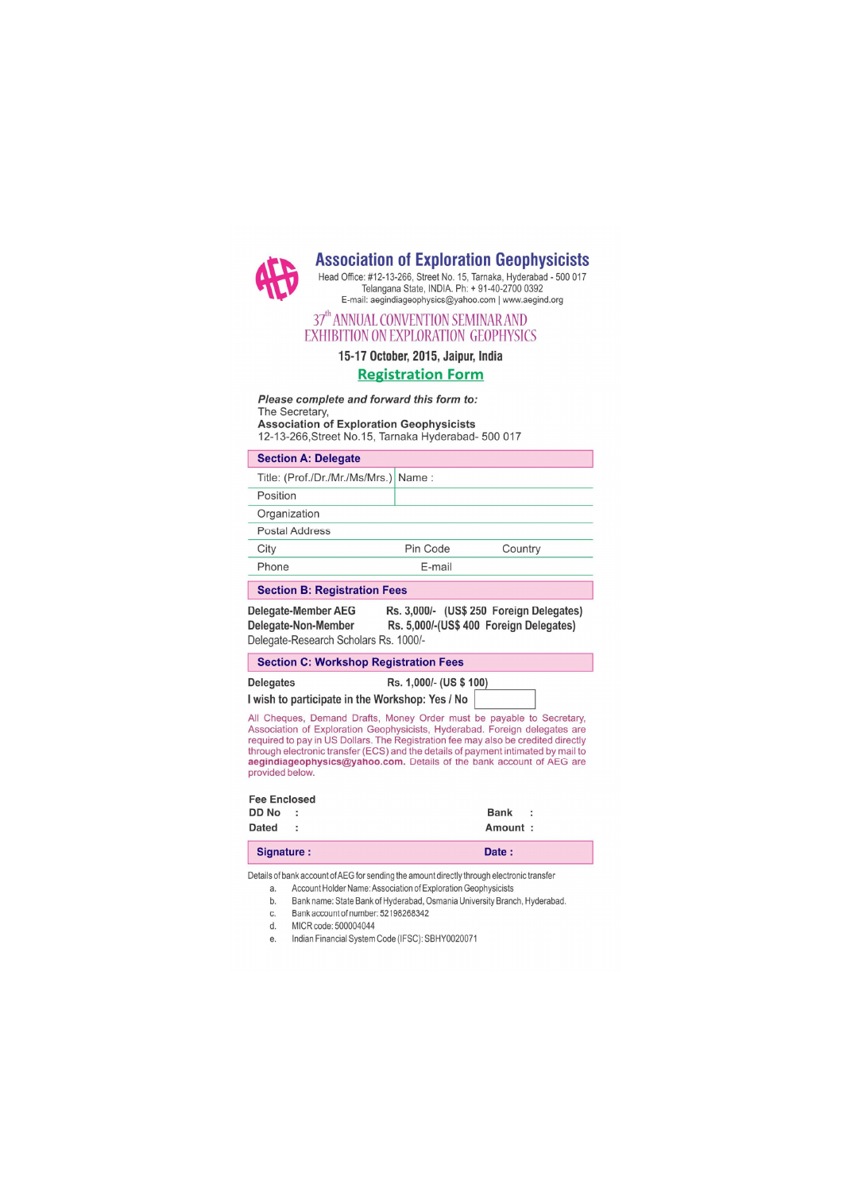# Association of Exploration Geophysicists

Head Office: #12-13-266, Street No. 15, Tarnaka, Hyderabad - 500 017
Telangana State, INDIA. Ph: + 91-40-2700 0392
E-mail: aegindiageophysics@yahoo.com | www.aegind.org

## 37th ANNUAL CONVENTION SEMINAR AND EXHIBITION ON EXPLORATION GEOPHYSICS

**15-17 October, 2015, Jaipur, India**

## Registration Form

***Please complete and forward this form to:***
The Secretary,
**Association of Exploration Geophysicists**
12-13-266,Street No.15, Tarnaka Hyderabad- 500 017

### Section A: Delegate

| | | |
|---|---|---|
| Title: (Prof./Dr./Mr./Ms/Mrs.) | Name : | |
| Position | | |
| Organization | | |
| Postal Address | | |
| City | Pin Code | Country |
| Phone | E-mail | |

### Section B: Registration Fees

**Delegate-Member AEG** **Rs. 3,000/- (US$ 250 Foreign Delegates)**
**Delegate-Non-Member** **Rs. 5,000/-(US$ 400 Foreign Delegates)**
Delegate-Research Scholars Rs. 1000/-

### Section C: Workshop Registration Fees

**Delegates** **Rs. 1,000/- (US $ 100)**
**I wish to participate in the Workshop: Yes / No**

All Cheques, Demand Drafts, Money Order must be payable to Secretary, Association of Exploration Geophysicists, Hyderabad. Foreign delegates are required to pay in US Dollars. The Registration fee may also be credited directly through electronic transfer (ECS) and the details of payment intimated by mail to **aegindiageophysics@yahoo.com.** Details of the bank account of AEG are provided below.

**Fee Enclosed**
**DD No :** **Bank :**
**Dated :** **Amount :**

**Signature :** **Date :**

Details of bank account of AEG for sending the amount directly through electronic transfer

a. Account Holder Name: Association of Exploration Geophysicists
b. Bank name: State Bank of Hyderabad, Osmania University Branch, Hyderabad.
c. Bank account of number: 52198268342
d. MICR code: 500004044
e. Indian Financial System Code (IFSC): SBHY0020071